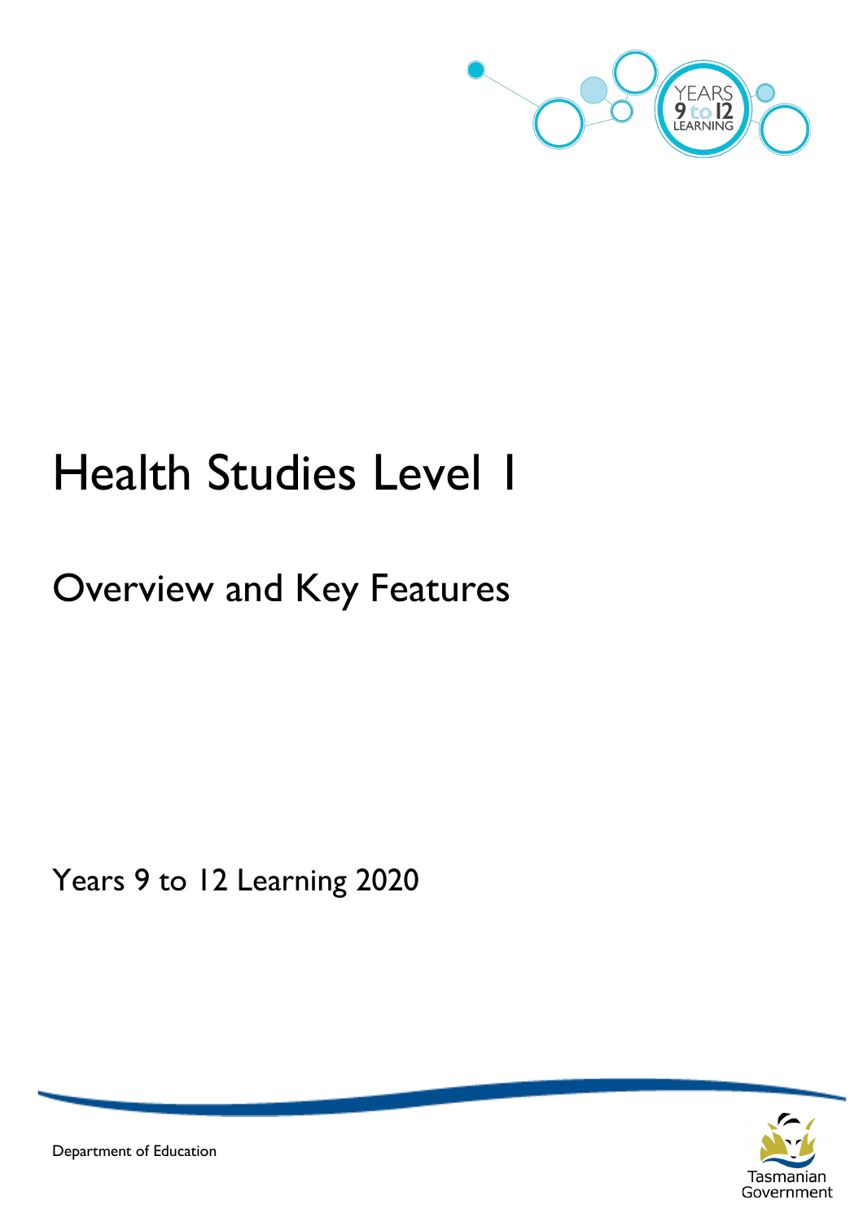# Health Studies Level 1

## Overview and Key Features

Years 9 to 12 Learning 2020

Department of Education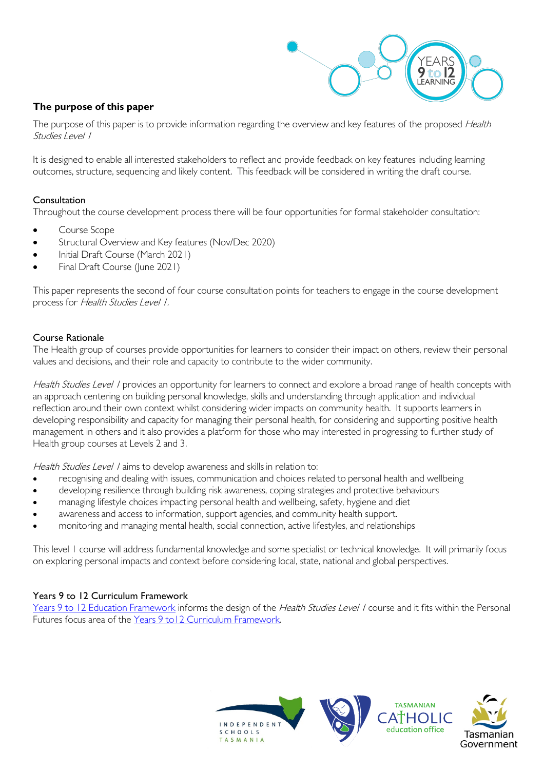## The purpose of this paper

The purpose of this paper is to provide information regarding the overview and key features of the proposed *Health Studies Level 1*

It is designed to enable all interested stakeholders to reflect and provide feedback on key features including learning outcomes, structure, sequencing and likely content. This feedback will be considered in writing the draft course.

### Consultation

Throughout the course development process there will be four opportunities for formal stakeholder consultation:

- Course Scope
- Structural Overview and Key features (Nov/Dec 2020)
- Initial Draft Course (March 2021)
- Final Draft Course (June 2021)

This paper represents the second of four course consultation points for teachers to engage in the course development process for *Health Studies Level 1.*

### Course Rationale

The Health group of courses provide opportunities for learners to consider their impact on others, review their personal values and decisions, and their role and capacity to contribute to the wider community.

*Health Studies Level 1* provides an opportunity for learners to connect and explore a broad range of health concepts with an approach centering on building personal knowledge, skills and understanding through application and individual reflection around their own context whilst considering wider impacts on community health. It supports learners in developing responsibility and capacity for managing their personal health, for considering and supporting positive health management in others and it also provides a platform for those who may interested in progressing to further study of Health group courses at Levels 2 and 3.

*Health Studies Level 1* aims to develop awareness and skills in relation to:

- recognising and dealing with issues, communication and choices related to personal health and wellbeing
- developing resilience through building risk awareness, coping strategies and protective behaviours
- managing lifestyle choices impacting personal health and wellbeing, safety, hygiene and diet
- awareness and access to information, support agencies, and community health support.
- monitoring and managing mental health, social connection, active lifestyles, and relationships

This level 1 course will address fundamental knowledge and some specialist or technical knowledge. It will primarily focus on exploring personal impacts and context before considering local, state, national and global perspectives.

### Years 9 to 12 Curriculum Framework

Years 9 to 12 Education Framework informs the design of the *Health Studies Level 1* course and it fits within the Personal Futures focus area of the Years 9 to12 Curriculum Framework.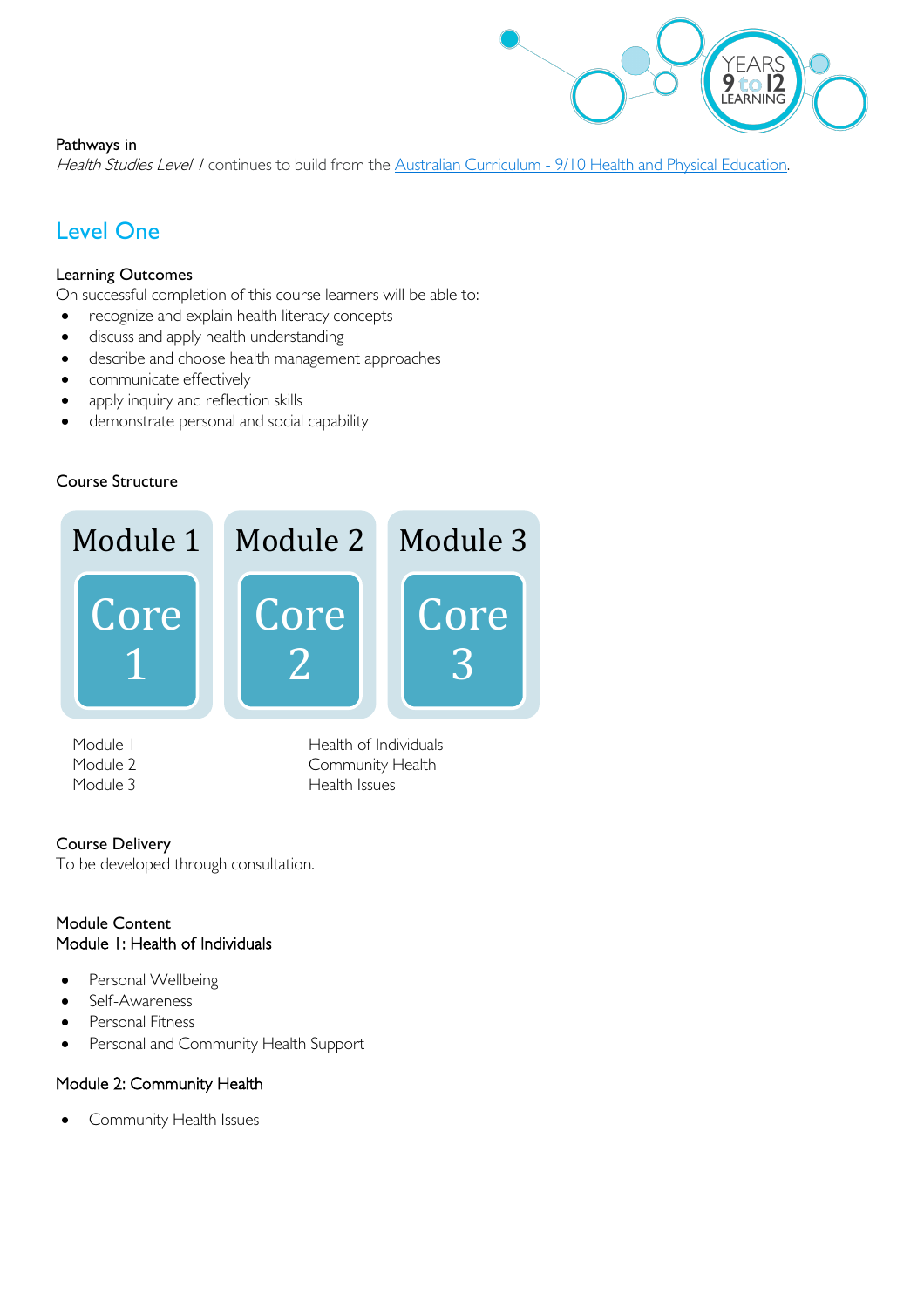Pathways in

*Health Studies Level 1* continues to build from the [Australian Curriculum - 9/10 Health and Physical Education](Australian Curriculum - 9/10 Health and Physical Education).

## Level One

### Learning Outcomes

On successful completion of this course learners will be able to:

- recognize and explain health literacy concepts
- discuss and apply health understanding
- describe and choose health management approaches
- communicate effectively
- apply inquiry and reflection skills
- demonstrate personal and social capability

### Course Structure

| Module 1 | Module 2 | Module 3 |
|---|---|---|
| Core 1 | Core 2 | Core 3 |

| | |
|---|---|
| Module 1 | Health of Individuals |
| Module 2 | Community Health |
| Module 3 | Health Issues |

### Course Delivery

To be developed through consultation.

### Module Content

#### Module 1: Health of Individuals

- Personal Wellbeing
- Self-Awareness
- Personal Fitness
- Personal and Community Health Support

#### Module 2: Community Health

- Community Health Issues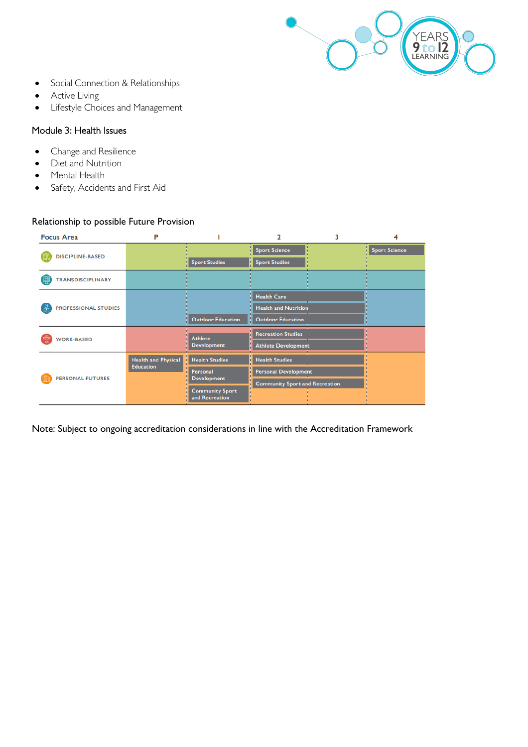- Social Connection & Relationships
- Active Living
- Lifestyle Choices and Management

Module 3: Health Issues

- Change and Resilience
- Diet and Nutrition
- Mental Health
- Safety, Accidents and First Aid

Relationship to possible Future Provision

| Focus Area | P | 1 | 2 | 3 | 4 |
|---|---|---|---|---|---|
| DISCIPLINE-BASED | | Sport Studies | Sport Science<br>Sport Studies | | Sport Science |
| TRANSDISCIPLINARY | | | | | |
| PROFESSIONAL STUDIES | | Outdoor Education | Health Care<br>Health and Nutrition<br>Outdoor Education | Health Care<br>Health and Nutrition<br>Outdoor Education | |
| WORK-BASED | | Athlete Development | Recreation Studies<br>Athlete Development | Recreation Studies<br>Athlete Development | |
| PERSONAL FUTURES | Health and Physical Education | Health Studies<br>Personal Development<br>Community Sport and Recreation | Health Studies<br>Personal Development<br>Community Sport and Recreation | Health Studies<br>Personal Development<br>Community Sport and Recreation | |

Note: Subject to ongoing accreditation considerations in line with the Accreditation Framework